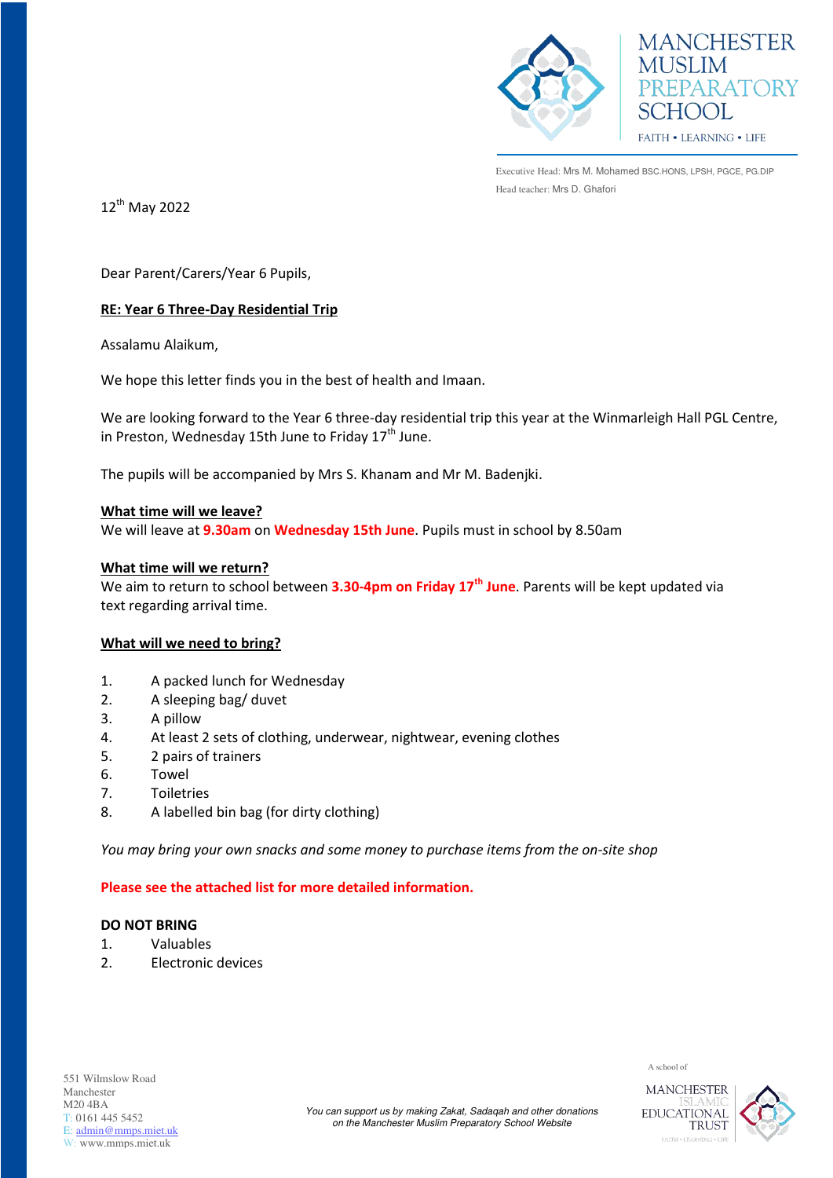MANCHESTER MUSLIM PREPARATORY SCHOOL

FAITH • LEARNING • LIFE

Executive Head: Mrs M. Mohamed BSC.HONS, LPSH, PGCE, PG.DIP

Head teacher: Mrs D. Ghafori

12th May 2022

Dear Parent/Carers/Year 6 Pupils,

**RE: Year 6 Three-Day Residential Trip**

Assalamu Alaikum,

We hope this letter finds you in the best of health and Imaan.

We are looking forward to the Year 6 three-day residential trip this year at the Winmarleigh Hall PGL Centre, in Preston, Wednesday 15th June to Friday 17th June.

The pupils will be accompanied by Mrs S. Khanam and Mr M. Badenjki.

**What time will we leave?**

We will leave at **9.30am** on **Wednesday 15th June**. Pupils must in school by 8.50am

**What time will we return?**

We aim to return to school between **3.30-4pm on Friday 17th June**. Parents will be kept updated via text regarding arrival time.

**What will we need to bring?**

1. A packed lunch for Wednesday
2. A sleeping bag/ duvet
3. A pillow
4. At least 2 sets of clothing, underwear, nightwear, evening clothes
5. 2 pairs of trainers
6. Towel
7. Toiletries
8. A labelled bin bag (for dirty clothing)

*You may bring your own snacks and some money to purchase items from the on-site shop*

**Please see the attached list for more detailed information.**

**DO NOT BRING**

1. Valuables
2. Electronic devices

551 Wilmslow Road
Manchester
M20 4BA
T: 0161 445 5452
E: admin@mmps.miet.uk
W: www.mmps.miet.uk

*You can support us by making Zakat, Sadaqah and other donations on the Manchester Muslim Preparatory School Website*

A school of MANCHESTER ISLAMIC EDUCATIONAL TRUST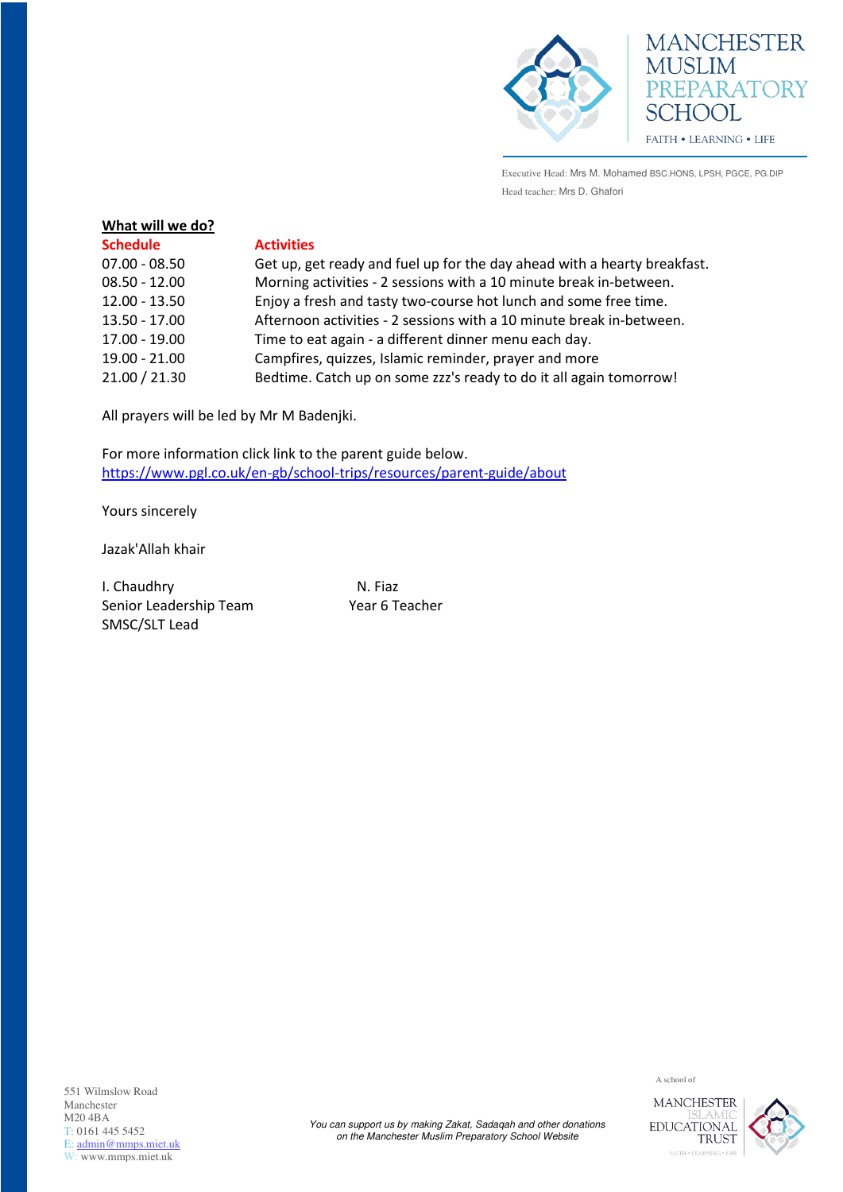MANCHESTER MUSLIM PREPARATORY SCHOOL

FAITH • LEARNING • LIFE

Executive Head: Mrs M. Mohamed BSC.HONS, LPSH, PGCE, PG.DIP
Head teacher: Mrs D. Ghafori

**What will we do?**

| Schedule | Activities |
|---|---|
| 07.00 - 08.50 | Get up, get ready and fuel up for the day ahead with a hearty breakfast. |
| 08.50 - 12.00 | Morning activities - 2 sessions with a 10 minute break in-between. |
| 12.00 - 13.50 | Enjoy a fresh and tasty two-course hot lunch and some free time. |
| 13.50 - 17.00 | Afternoon activities - 2 sessions with a 10 minute break in-between. |
| 17.00 - 19.00 | Time to eat again - a different dinner menu each day. |
| 19.00 - 21.00 | Campfires, quizzes, Islamic reminder, prayer and more |
| 21.00 / 21.30 | Bedtime. Catch up on some zzz's ready to do it all again tomorrow! |

All prayers will be led by Mr M Badenjki.

For more information click link to the parent guide below.
https://www.pgl.co.uk/en-gb/school-trips/resources/parent-guide/about

Yours sincerely

Jazak'Allah khair

I. Chaudhry
Senior Leadership Team
SMSC/SLT Lead

N. Fiaz
Year 6 Teacher

551 Wilmslow Road
Manchester
M20 4BA
T: 0161 445 5452
E: admin@mmps.miet.uk
W: www.mmps.miet.uk

*You can support us by making Zakat, Sadaqah and other donations on the Manchester Muslim Preparatory School Website*

A school of
MANCHESTER ISLAMIC EDUCATIONAL TRUST